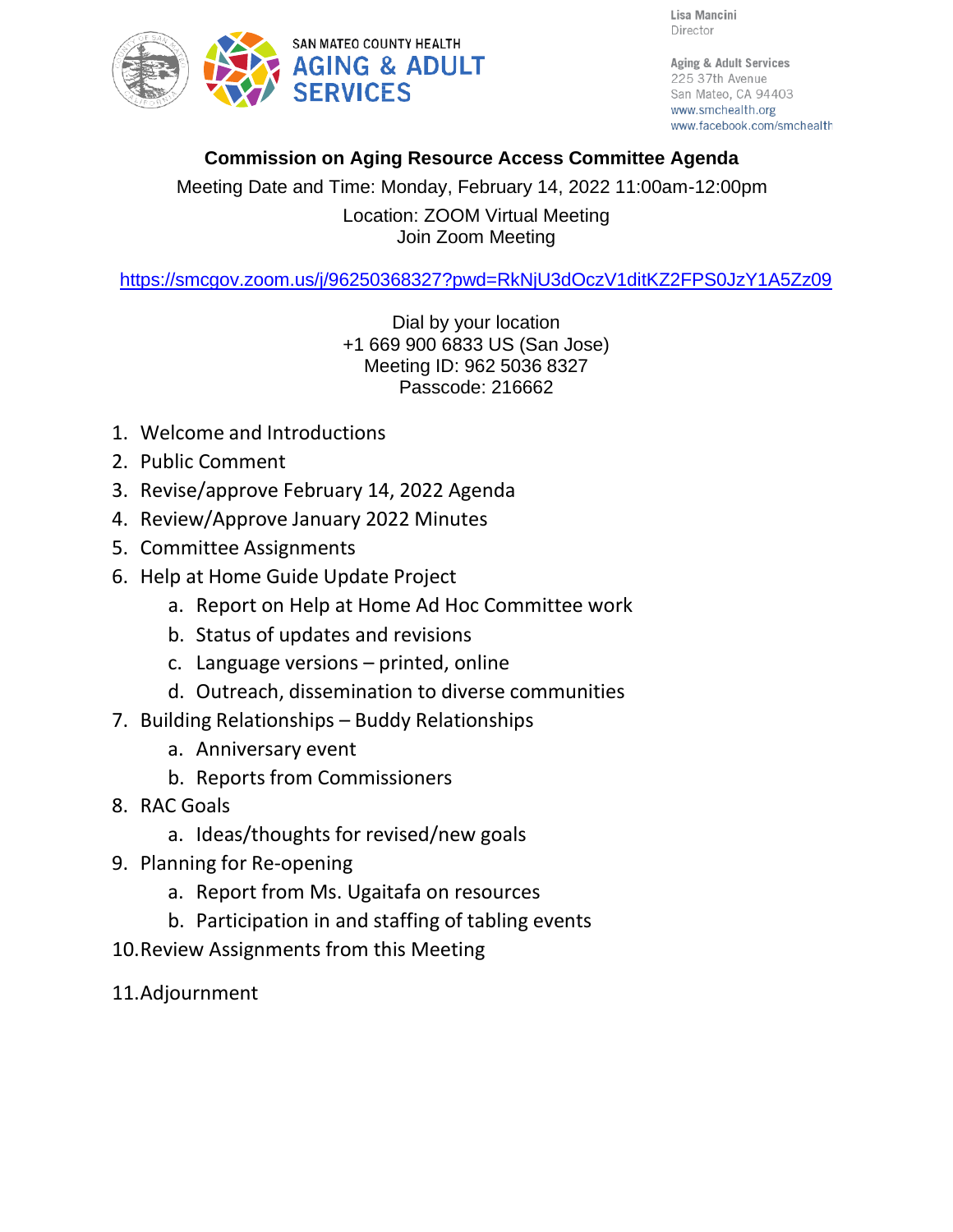SAN MATEO COUNTY HEALTH
**AGING & ADULT SERVICES**

Lisa Mancini
Director

Aging & Adult Services
225 37th Avenue
San Mateo, CA 94403
www.smchealth.org
www.facebook.com/smchealth

# Commission on Aging Resource Access Committee Agenda

Meeting Date and Time: Monday, February 14, 2022 11:00am-12:00pm

Location: ZOOM Virtual Meeting
Join Zoom Meeting

https://smcgov.zoom.us/j/96250368327?pwd=RkNjU3dOczV1ditKZ2FPS0JzY1A5Zz09

Dial by your location
+1 669 900 6833 US (San Jose)
Meeting ID: 962 5036 8327
Passcode: 216662

1. Welcome and Introductions
2. Public Comment
3. Revise/approve February 14, 2022 Agenda
4. Review/Approve January 2022 Minutes
5. Committee Assignments
6. Help at Home Guide Update Project
    a. Report on Help at Home Ad Hoc Committee work
    b. Status of updates and revisions
    c. Language versions – printed, online
    d. Outreach, dissemination to diverse communities
7. Building Relationships – Buddy Relationships
    a. Anniversary event
    b. Reports from Commissioners
8. RAC Goals
    a. Ideas/thoughts for revised/new goals
9. Planning for Re-opening
    a. Report from Ms. Ugaitafa on resources
    b. Participation in and staffing of tabling events
10. Review Assignments from this Meeting
11. Adjournment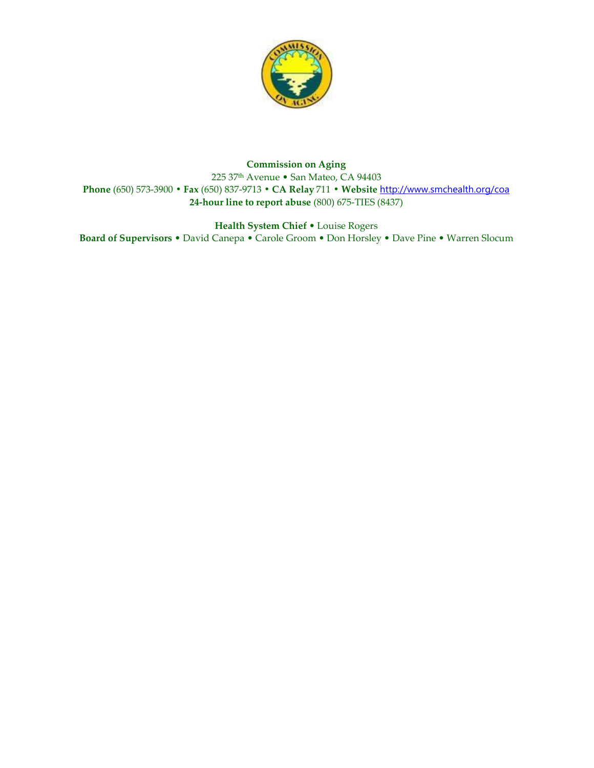**Commission on Aging**
225 37th Avenue • San Mateo, CA 94403
**Phone** (650) 573-3900 • **Fax** (650) 837-9713 • **CA Relay** 711 • **Website** http://www.smchealth.org/coa
**24-hour line to report abuse** (800) 675-TIES (8437)

**Health System Chief** • Louise Rogers
**Board of Supervisors** • David Canepa • Carole Groom • Don Horsley • Dave Pine • Warren Slocum